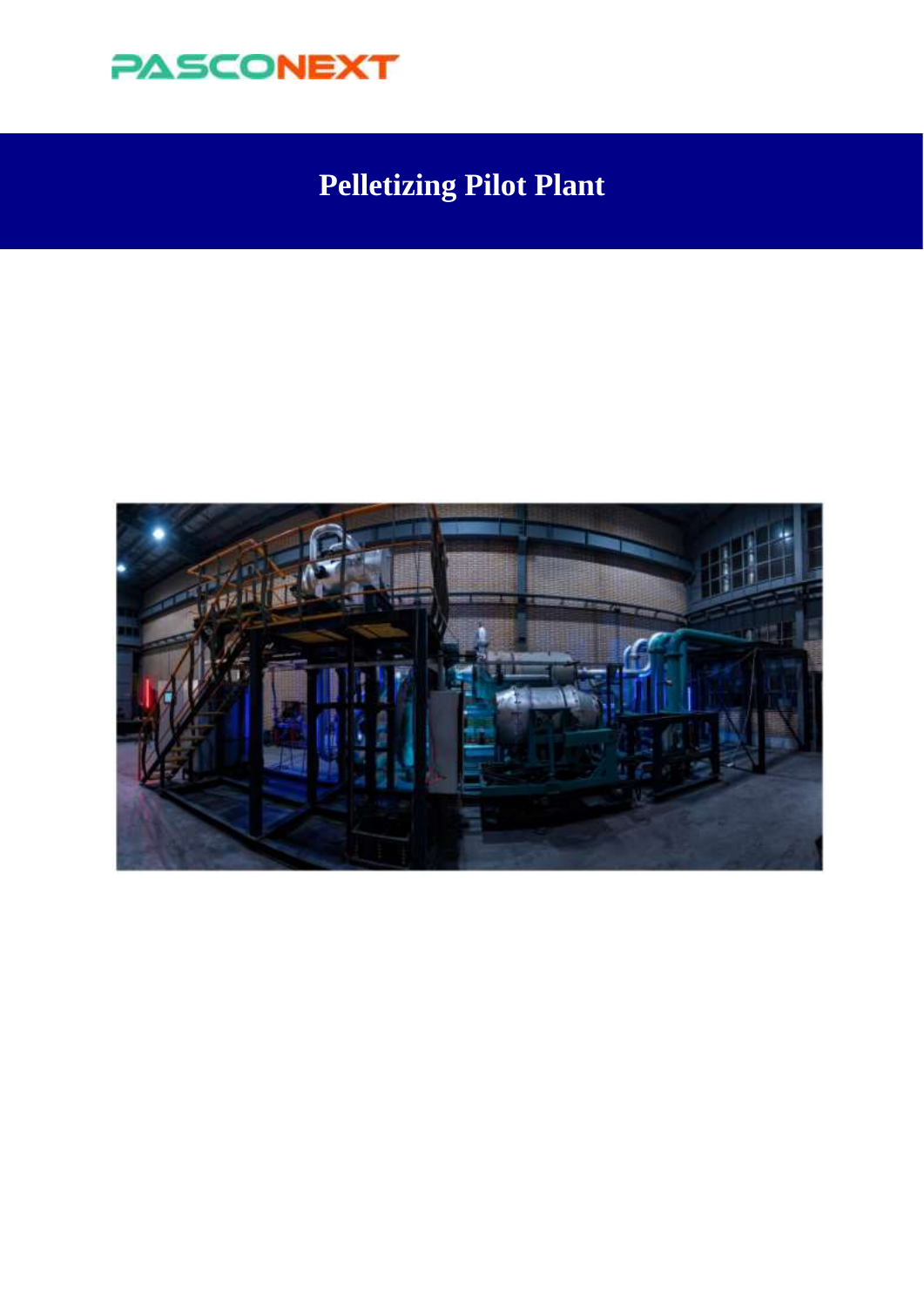PASCONEXT

# Pelletizing Pilot Plant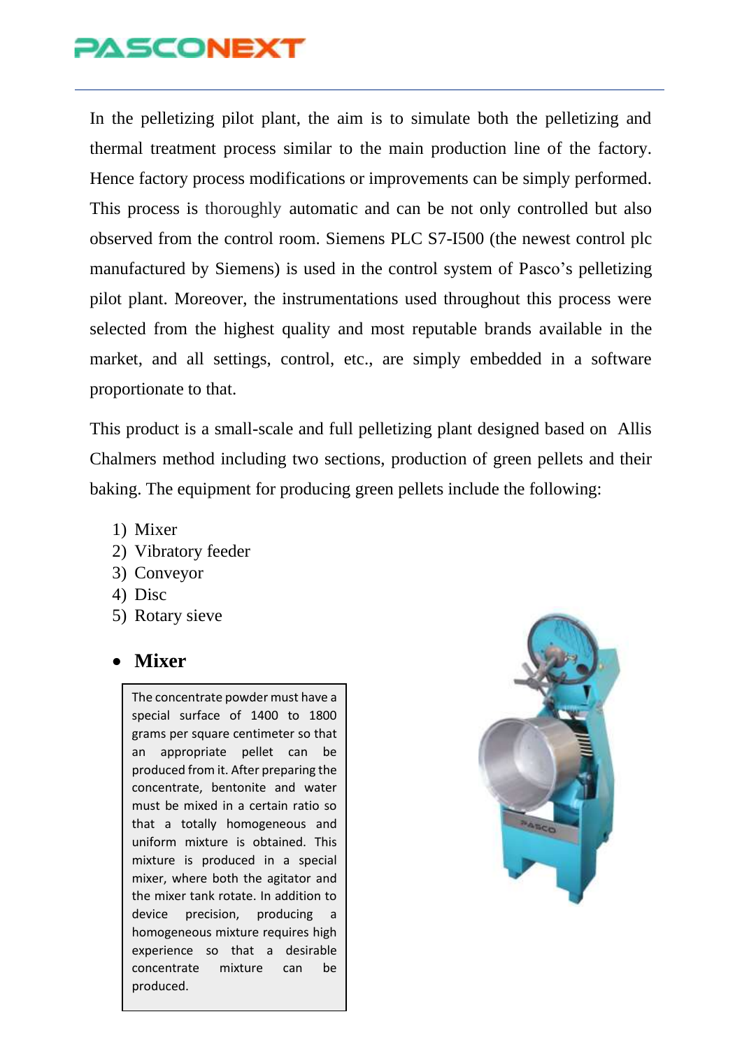In the pelletizing pilot plant, the aim is to simulate both the pelletizing and thermal treatment process similar to the main production line of the factory. Hence factory process modifications or improvements can be simply performed. This process is thoroughly automatic and can be not only controlled but also observed from the control room. Siemens PLC S7-I500 (the newest control plc manufactured by Siemens) is used in the control system of Pasco's pelletizing pilot plant. Moreover, the instrumentations used throughout this process were selected from the highest quality and most reputable brands available in the market, and all settings, control, etc., are simply embedded in a software proportionate to that.

This product is a small-scale and full pelletizing plant designed based on Allis Chalmers method including two sections, production of green pellets and their baking. The equipment for producing green pellets include the following:

1) Mixer
2) Vibratory feeder
3) Conveyor
4) Disc
5) Rotary sieve

- **Mixer**

The concentrate powder must have a special surface of 1400 to 1800 grams per square centimeter so that an appropriate pellet can be produced from it. After preparing the concentrate, bentonite and water must be mixed in a certain ratio so that a totally homogeneous and uniform mixture is obtained. This mixture is produced in a special mixer, where both the agitator and the mixer tank rotate. In addition to device precision, producing a homogeneous mixture requires high experience so that a desirable concentrate mixture can be produced.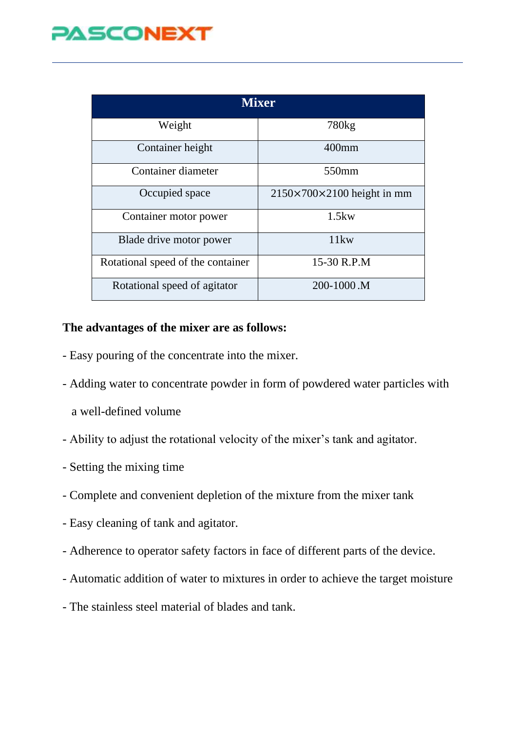| Mixer | |
|---|---|
| Weight | 780kg |
| Container height | 400mm |
| Container diameter | 550mm |
| Occupied space | 2150×700×2100 height in mm |
| Container motor power | 1.5kw |
| Blade drive motor power | 11kw |
| Rotational speed of the container | 15-30 R.P.M |
| Rotational speed of agitator | 200-1000 .M |

**The advantages of the mixer are as follows:**

- Easy pouring of the concentrate into the mixer.
- Adding water to concentrate powder in form of powdered water particles with a well-defined volume
- Ability to adjust the rotational velocity of the mixer's tank and agitator.
- Setting the mixing time
- Complete and convenient depletion of the mixture from the mixer tank
- Easy cleaning of tank and agitator.
- Adherence to operator safety factors in face of different parts of the device.
- Automatic addition of water to mixtures in order to achieve the target moisture
- The stainless steel material of blades and tank.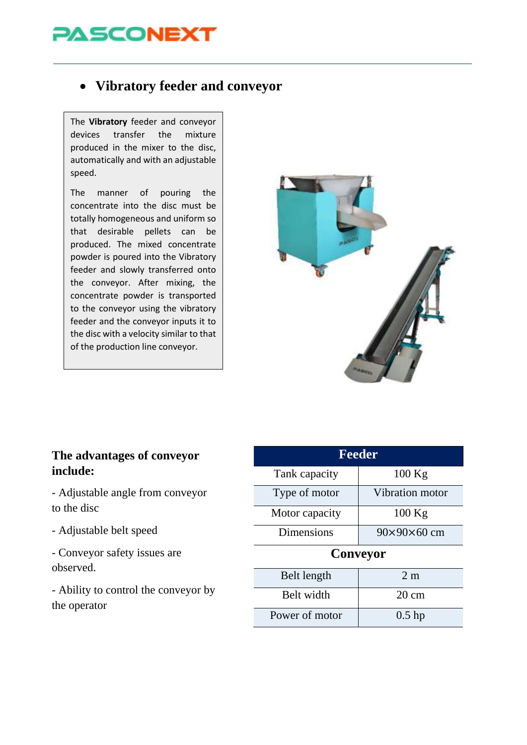- **Vibratory feeder and conveyor**

The **Vibratory** feeder and conveyor devices transfer the mixture produced in the mixer to the disc, automatically and with an adjustable speed.

The manner of pouring the concentrate into the disc must be totally homogeneous and uniform so that desirable pellets can be produced. The mixed concentrate powder is poured into the Vibratory feeder and slowly transferred onto the conveyor. After mixing, the concentrate powder is transported to the conveyor using the vibratory feeder and the conveyor inputs it to the disc with a velocity similar to that of the production line conveyor.

**The advantages of conveyor include:**

- Adjustable angle from conveyor to the disc

- Adjustable belt speed

- Conveyor safety issues are observed.

- Ability to control the conveyor by the operator

| **Feeder** | |
|---|---|
| Tank capacity | 100 Kg |
| Type of motor | Vibration motor |
| Motor capacity | 100 Kg |
| Dimensions | 90×90×60 cm |
| **Conveyor** | |
| Belt length | 2 m |
| Belt width | 20 cm |
| Power of motor | 0.5 hp |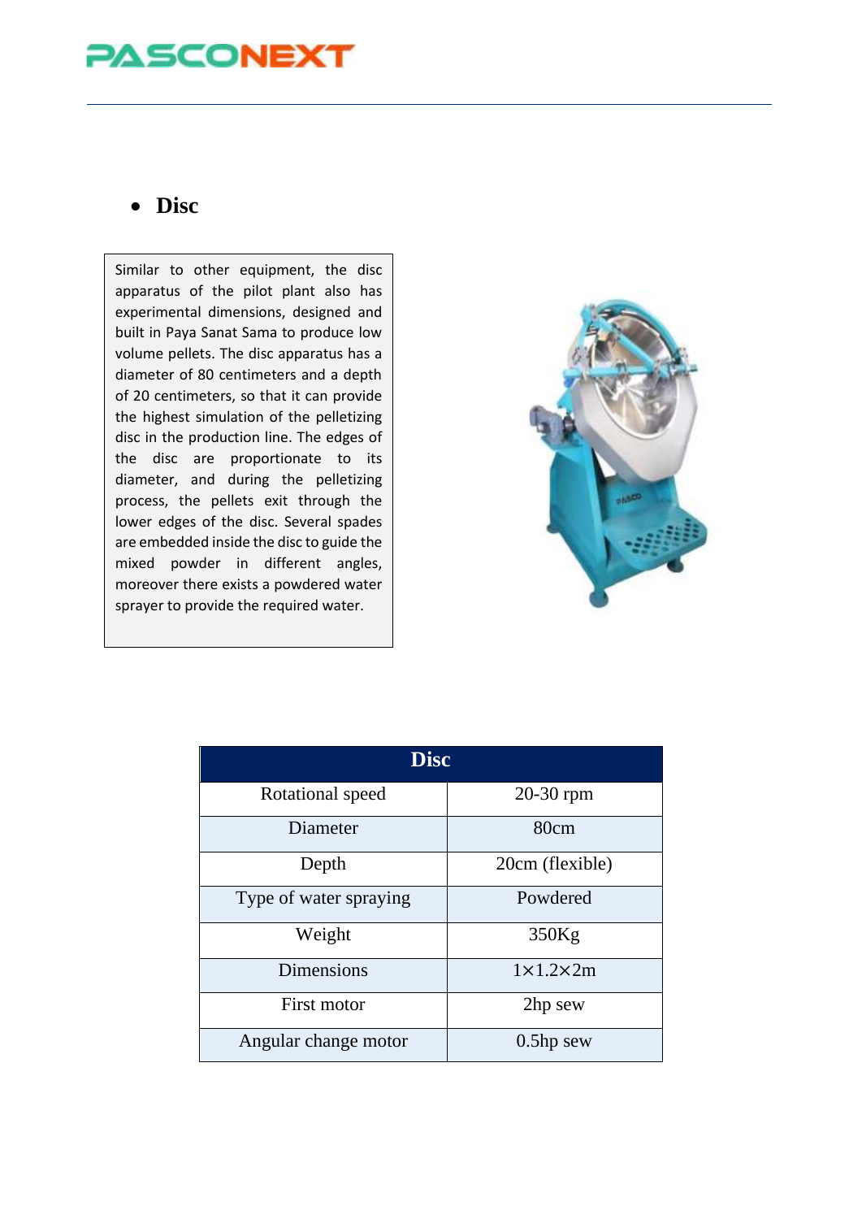- **Disc**

Similar to other equipment, the disc apparatus of the pilot plant also has experimental dimensions, designed and built in Paya Sanat Sama to produce low volume pellets. The disc apparatus has a diameter of 80 centimeters and a depth of 20 centimeters, so that it can provide the highest simulation of the pelletizing disc in the production line. The edges of the disc are proportionate to its diameter, and during the pelletizing process, the pellets exit through the lower edges of the disc. Several spades are embedded inside the disc to guide the mixed powder in different angles, moreover there exists a powdered water sprayer to provide the required water.

| Disc | |
|---|---|
| Rotational speed | 20-30 rpm |
| Diameter | 80cm |
| Depth | 20cm (flexible) |
| Type of water spraying | Powdered |
| Weight | 350Kg |
| Dimensions | 1×1.2×2m |
| First motor | 2hp sew |
| Angular change motor | 0.5hp sew |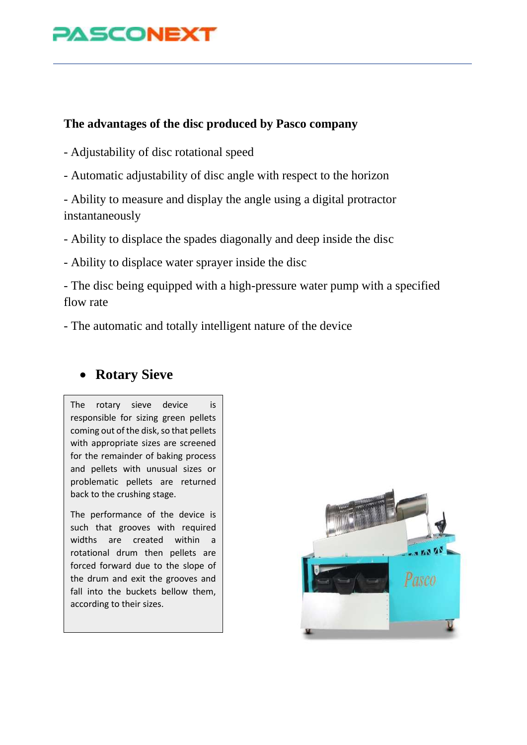### The advantages of the disc produced by Pasco company

- Adjustability of disc rotational speed
- Automatic adjustability of disc angle with respect to the horizon
- Ability to measure and display the angle using a digital protractor instantaneously
- Ability to displace the spades diagonally and deep inside the disc
- Ability to displace water sprayer inside the disc
- The disc being equipped with a high-pressure water pump with a specified flow rate
- The automatic and totally intelligent nature of the device

- **Rotary Sieve**

The rotary sieve device is responsible for sizing green pellets coming out of the disk, so that pellets with appropriate sizes are screened for the remainder of baking process and pellets with unusual sizes or problematic pellets are returned back to the crushing stage.

The performance of the device is such that grooves with required widths are created within a rotational drum then pellets are forced forward due to the slope of the drum and exit the grooves and fall into the buckets bellow them, according to their sizes.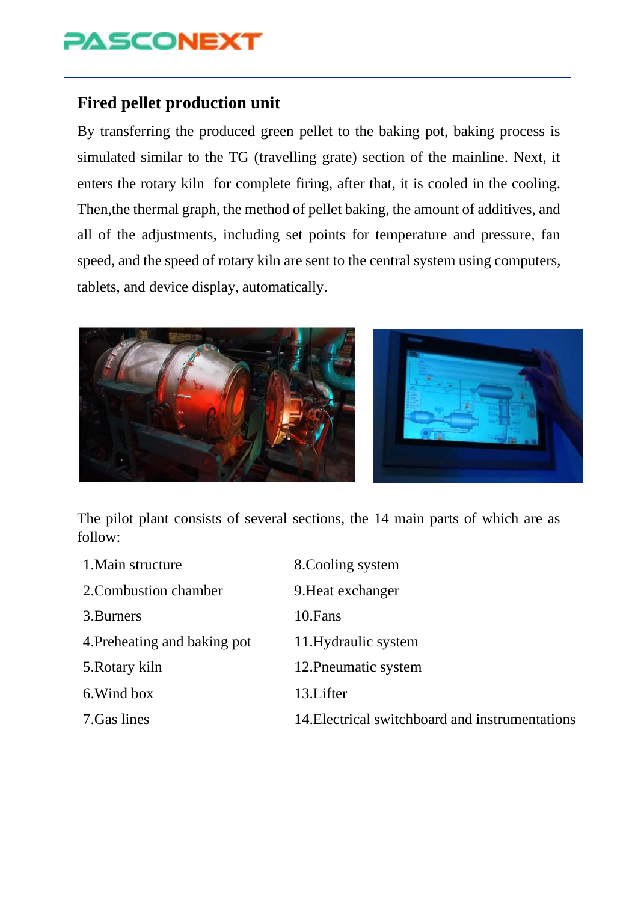## Fired pellet production unit

By transferring the produced green pellet to the baking pot, baking process is simulated similar to the TG (travelling grate) section of the mainline. Next, it enters the rotary kiln  for complete firing, after that, it is cooled in the cooling. Then,the thermal graph, the method of pellet baking, the amount of additives, and all of the adjustments, including set points for temperature and pressure, fan speed, and the speed of rotary kiln are sent to the central system using computers, tablets, and device display, automatically.

The pilot plant consists of several sections, the 14 main parts of which are as follow:

1. Main structure
2. Combustion chamber
3. Burners
4. Preheating and baking pot
5. Rotary kiln
6. Wind box
7. Gas lines
8. Cooling system
9. Heat exchanger
10. Fans
11. Hydraulic system
12. Pneumatic system
13. Lifter
14. Electrical switchboard and instrumentations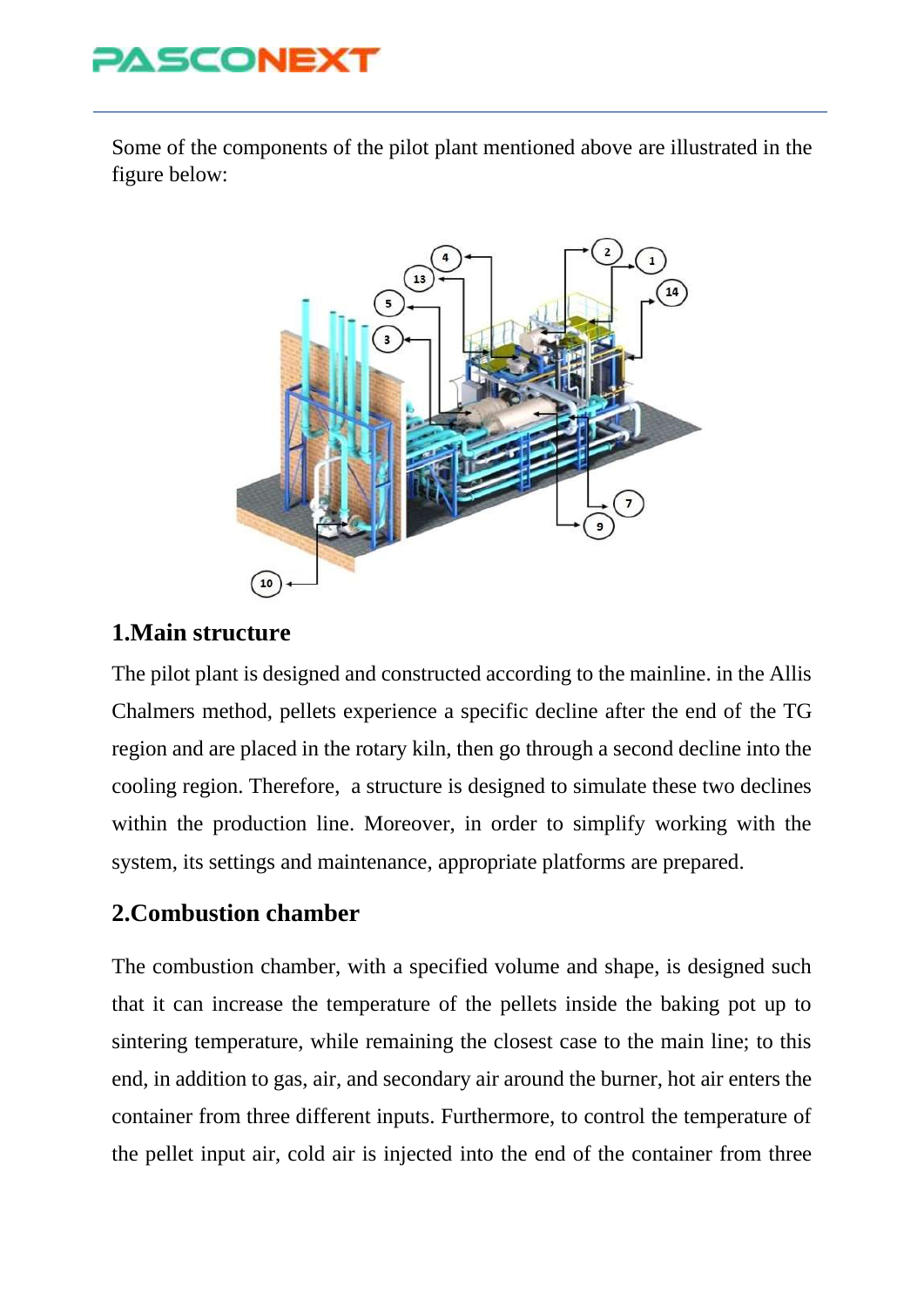Some of the components of the pilot plant mentioned above are illustrated in the figure below:

## 1.Main structure

The pilot plant is designed and constructed according to the mainline. in the Allis Chalmers method, pellets experience a specific decline after the end of the TG region and are placed in the rotary kiln, then go through a second decline into the cooling region. Therefore, a structure is designed to simulate these two declines within the production line. Moreover, in order to simplify working with the system, its settings and maintenance, appropriate platforms are prepared.

## 2.Combustion chamber

The combustion chamber, with a specified volume and shape, is designed such that it can increase the temperature of the pellets inside the baking pot up to sintering temperature, while remaining the closest case to the main line; to this end, in addition to gas, air, and secondary air around the burner, hot air enters the container from three different inputs. Furthermore, to control the temperature of the pellet input air, cold air is injected into the end of the container from three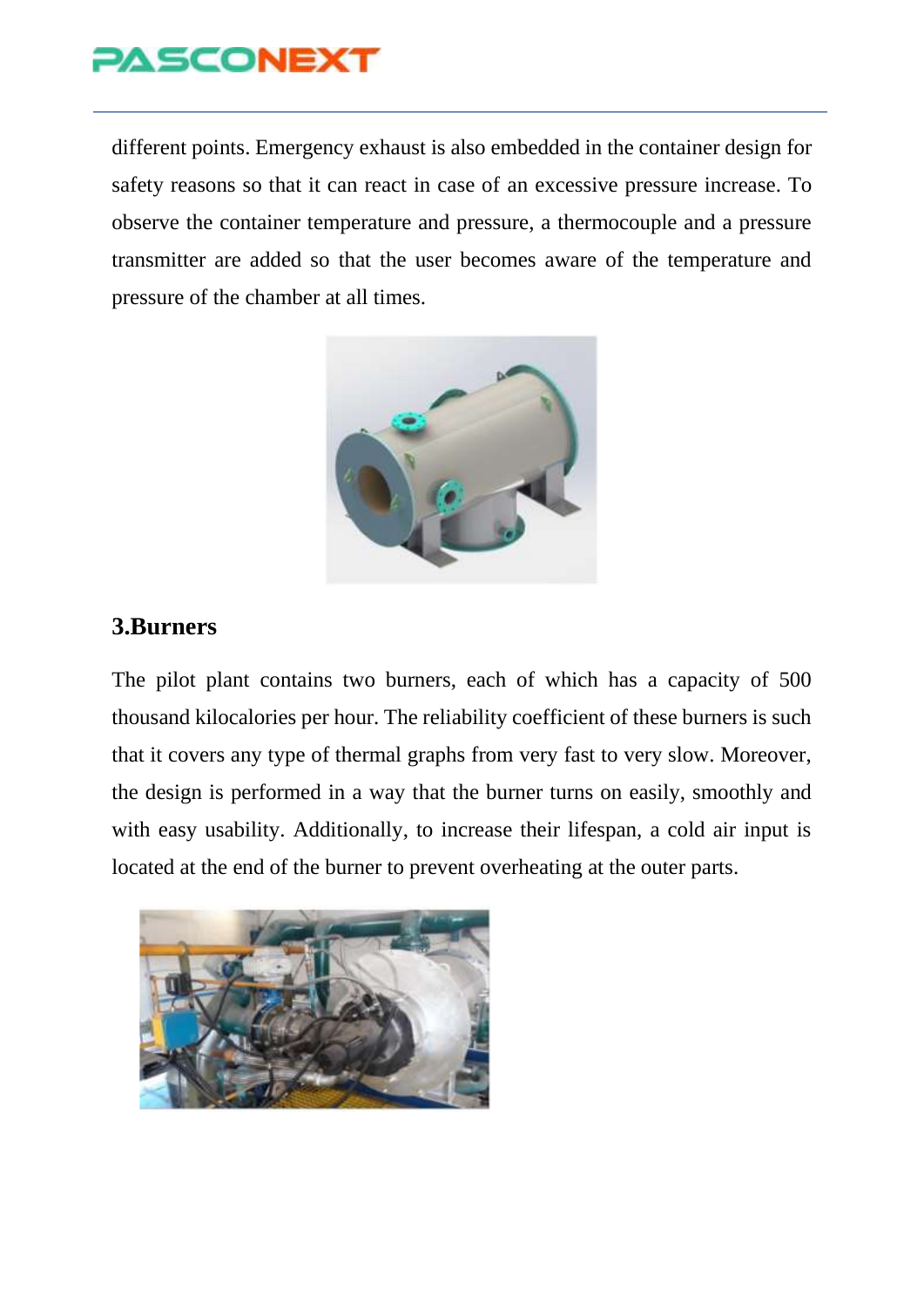different points. Emergency exhaust is also embedded in the container design for safety reasons so that it can react in case of an excessive pressure increase. To observe the container temperature and pressure, a thermocouple and a pressure transmitter are added so that the user becomes aware of the temperature and pressure of the chamber at all times.

## 3.Burners

The pilot plant contains two burners, each of which has a capacity of 500 thousand kilocalories per hour. The reliability coefficient of these burners is such that it covers any type of thermal graphs from very fast to very slow. Moreover, the design is performed in a way that the burner turns on easily, smoothly and with easy usability. Additionally, to increase their lifespan, a cold air input is located at the end of the burner to prevent overheating at the outer parts.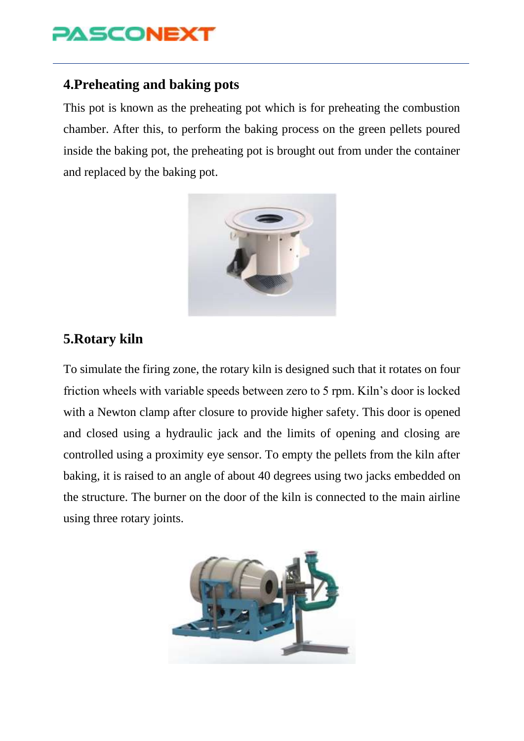## 4.Preheating and baking pots

This pot is known as the preheating pot which is for preheating the combustion chamber. After this, to perform the baking process on the green pellets poured inside the baking pot, the preheating pot is brought out from under the container and replaced by the baking pot.

## 5.Rotary kiln

To simulate the firing zone, the rotary kiln is designed such that it rotates on four friction wheels with variable speeds between zero to 5 rpm. Kiln's door is locked with a Newton clamp after closure to provide higher safety. This door is opened and closed using a hydraulic jack and the limits of opening and closing are controlled using a proximity eye sensor. To empty the pellets from the kiln after baking, it is raised to an angle of about 40 degrees using two jacks embedded on the structure. The burner on the door of the kiln is connected to the main airline using three rotary joints.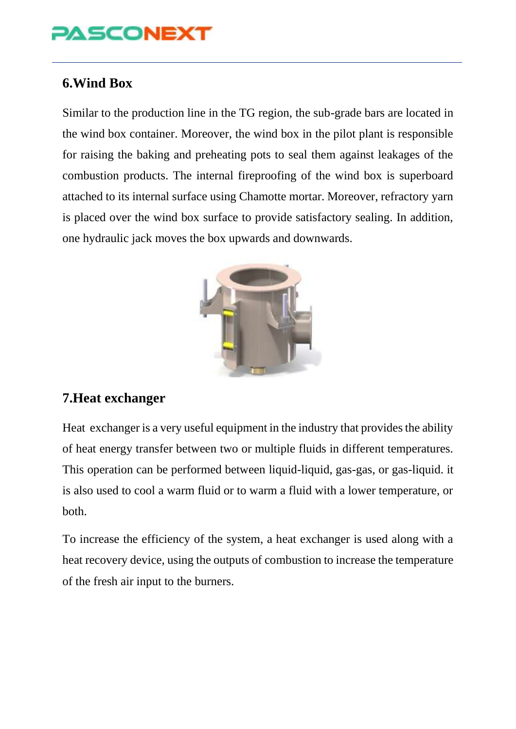## 6.Wind Box

Similar to the production line in the TG region, the sub-grade bars are located in the wind box container. Moreover, the wind box in the pilot plant is responsible for raising the baking and preheating pots to seal them against leakages of the combustion products. The internal fireproofing of the wind box is superboard attached to its internal surface using Chamotte mortar. Moreover, refractory yarn is placed over the wind box surface to provide satisfactory sealing. In addition, one hydraulic jack moves the box upwards and downwards.

## 7.Heat exchanger

Heat exchanger is a very useful equipment in the industry that provides the ability of heat energy transfer between two or multiple fluids in different temperatures. This operation can be performed between liquid-liquid, gas-gas, or gas-liquid. it is also used to cool a warm fluid or to warm a fluid with a lower temperature, or both.

To increase the efficiency of the system, a heat exchanger is used along with a heat recovery device, using the outputs of combustion to increase the temperature of the fresh air input to the burners.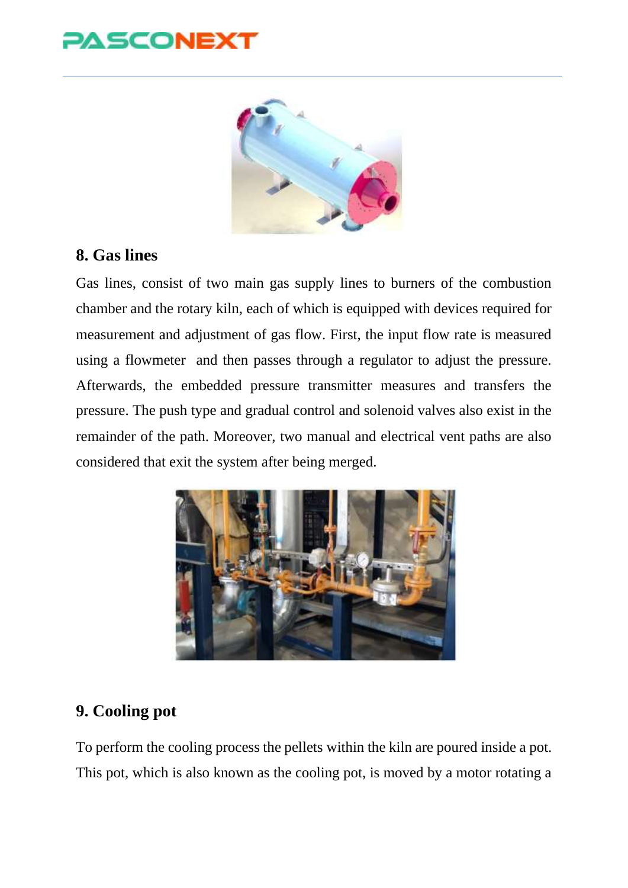## 8. Gas lines

Gas lines, consist of two main gas supply lines to burners of the combustion chamber and the rotary kiln, each of which is equipped with devices required for measurement and adjustment of gas flow. First, the input flow rate is measured using a flowmeter and then passes through a regulator to adjust the pressure. Afterwards, the embedded pressure transmitter measures and transfers the pressure. The push type and gradual control and solenoid valves also exist in the remainder of the path. Moreover, two manual and electrical vent paths are also considered that exit the system after being merged.

## 9. Cooling pot

To perform the cooling process the pellets within the kiln are poured inside a pot. This pot, which is also known as the cooling pot, is moved by a motor rotating a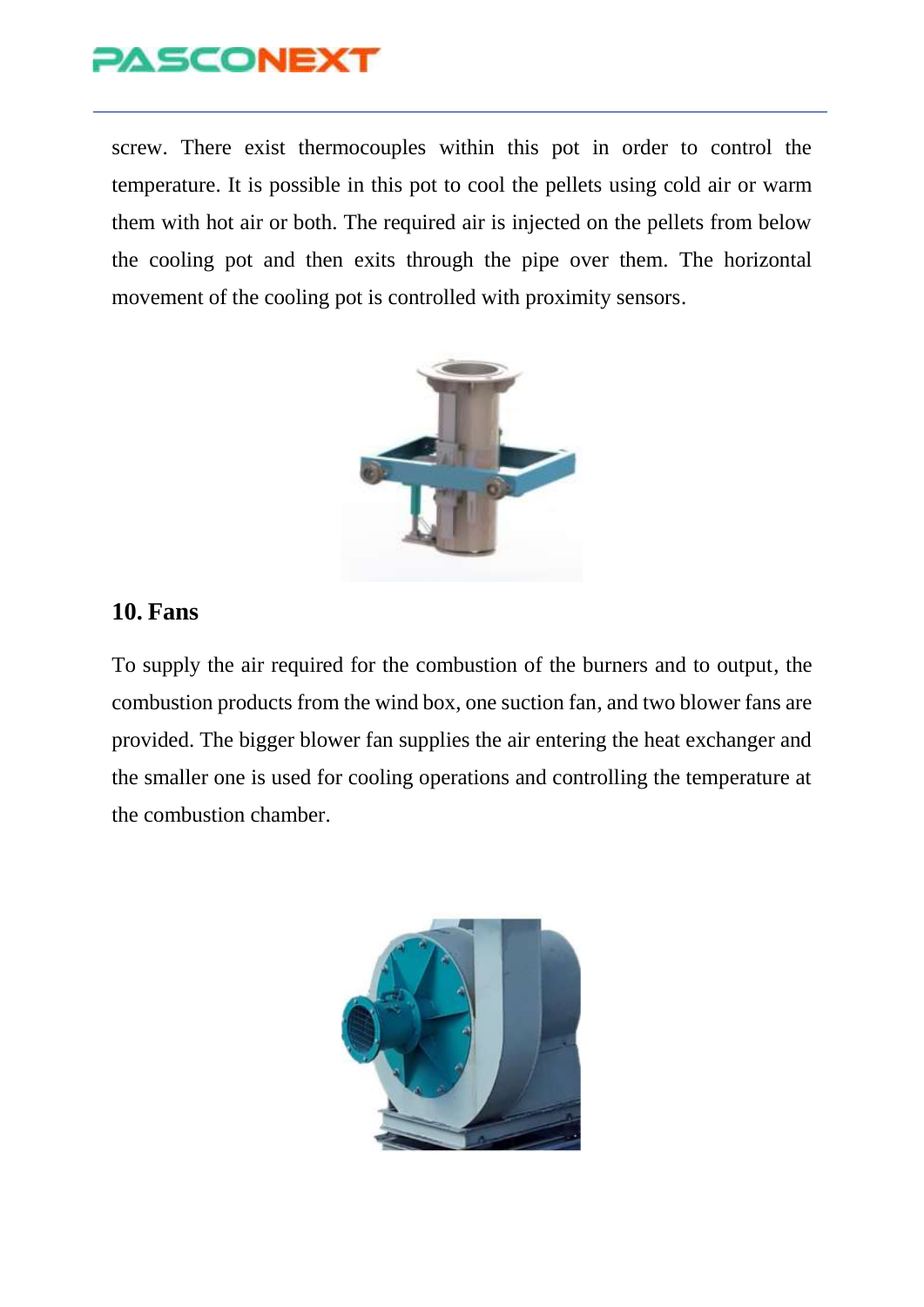screw. There exist thermocouples within this pot in order to control the temperature. It is possible in this pot to cool the pellets using cold air or warm them with hot air or both. The required air is injected on the pellets from below the cooling pot and then exits through the pipe over them. The horizontal movement of the cooling pot is controlled with proximity sensors.

## 10. Fans

To supply the air required for the combustion of the burners and to output, the combustion products from the wind box, one suction fan, and two blower fans are provided. The bigger blower fan supplies the air entering the heat exchanger and the smaller one is used for cooling operations and controlling the temperature at the combustion chamber.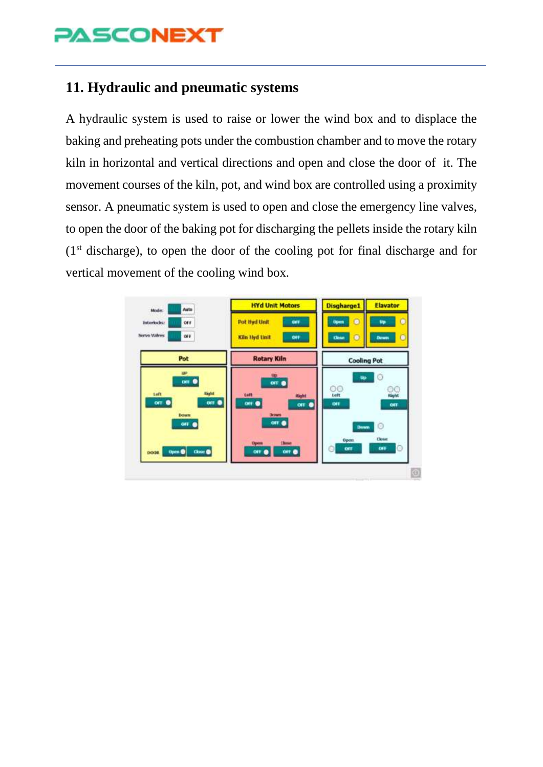## 11. Hydraulic and pneumatic systems

A hydraulic system is used to raise or lower the wind box and to displace the baking and preheating pots under the combustion chamber and to move the rotary kiln in horizontal and vertical directions and open and close the door of it. The movement courses of the kiln, pot, and wind box are controlled using a proximity sensor. A pneumatic system is used to open and close the emergency line valves, to open the door of the baking pot for discharging the pellets inside the rotary kiln (1st discharge), to open the door of the cooling pot for final discharge and for vertical movement of the cooling wind box.